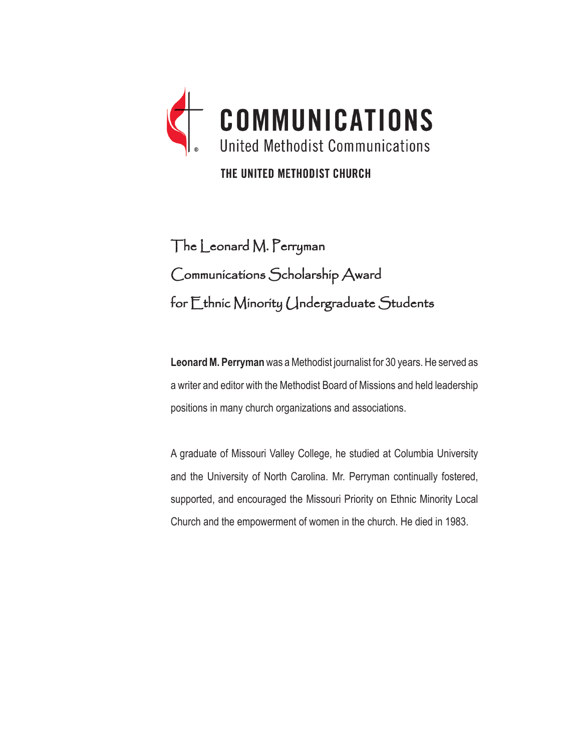**COMMUNICATIONS**
United Methodist Communications

**THE UNITED METHODIST CHURCH**

# The Leonard M. Perryman Communications Scholarship Award for Ethnic Minority Undergraduate Students

**Leonard M. Perryman** was a Methodist journalist for 30 years. He served as a writer and editor with the Methodist Board of Missions and held leadership positions in many church organizations and associations.

A graduate of Missouri Valley College, he studied at Columbia University and the University of North Carolina. Mr. Perryman continually fostered, supported, and encouraged the Missouri Priority on Ethnic Minority Local Church and the empowerment of women in the church. He died in 1983.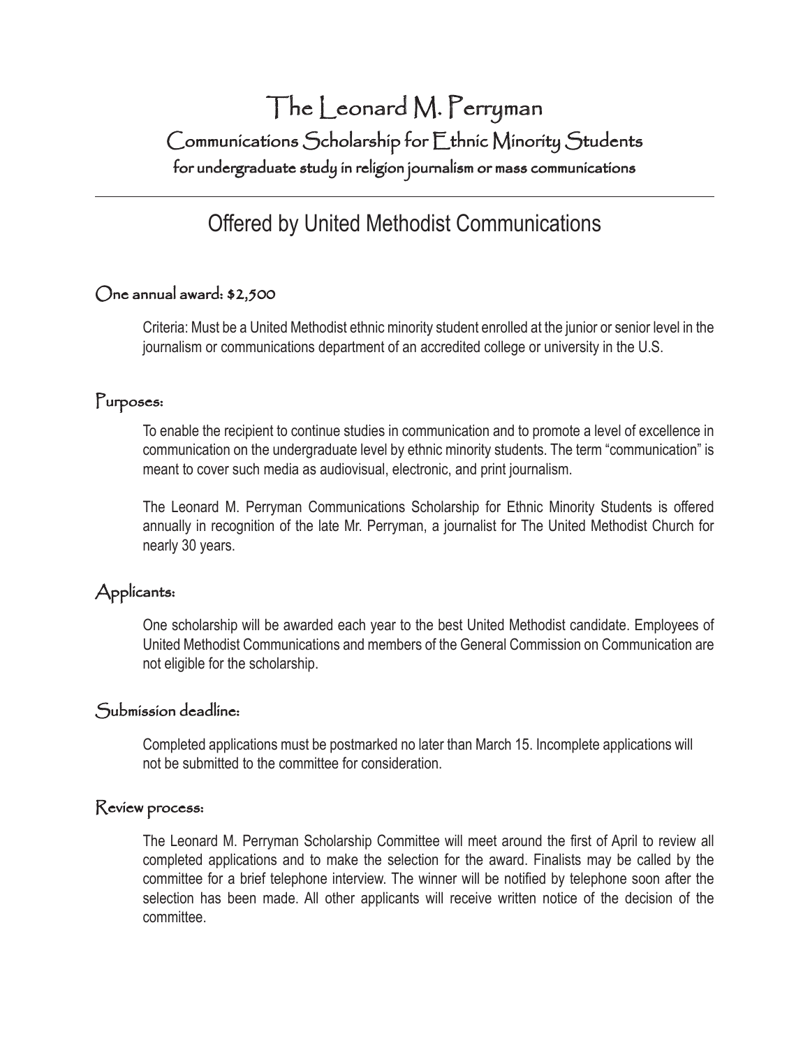# The Leonard M. Perryman

## Communications Scholarship for Ethnic Minority Students

### for undergraduate study in religion journalism or mass communications

---

## Offered by United Methodist Communications

### One annual award: $2,500

Criteria: Must be a United Methodist ethnic minority student enrolled at the junior or senior level in the journalism or communications department of an accredited college or university in the U.S.

### Purposes:

To enable the recipient to continue studies in communication and to promote a level of excellence in communication on the undergraduate level by ethnic minority students. The term "communication" is meant to cover such media as audiovisual, electronic, and print journalism.

The Leonard M. Perryman Communications Scholarship for Ethnic Minority Students is offered annually in recognition of the late Mr. Perryman, a journalist for The United Methodist Church for nearly 30 years.

### Applicants:

One scholarship will be awarded each year to the best United Methodist candidate. Employees of United Methodist Communications and members of the General Commission on Communication are not eligible for the scholarship.

### Submission deadline:

Completed applications must be postmarked no later than March 15. Incomplete applications will not be submitted to the committee for consideration.

### Review process:

The Leonard M. Perryman Scholarship Committee will meet around the first of April to review all completed applications and to make the selection for the award. Finalists may be called by the committee for a brief telephone interview. The winner will be notified by telephone soon after the selection has been made. All other applicants will receive written notice of the decision of the committee.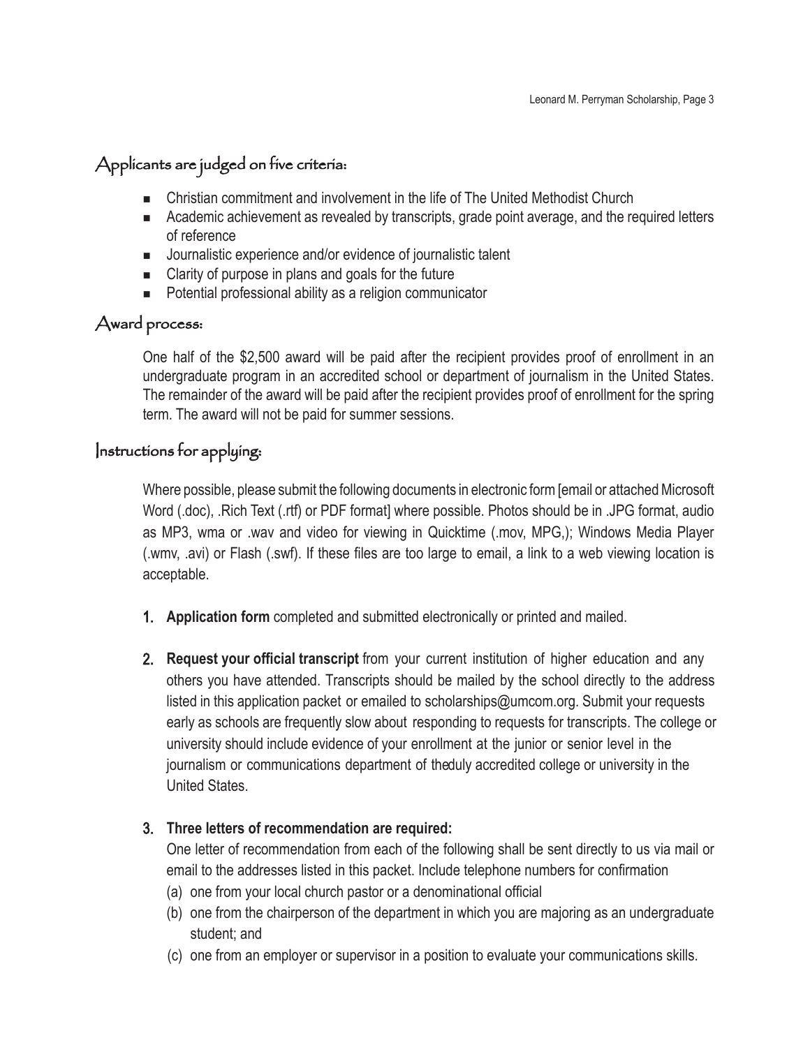## Applicants are judged on five criteria:

- Christian commitment and involvement in the life of The United Methodist Church
- Academic achievement as revealed by transcripts, grade point average, and the required letters of reference
- Journalistic experience and/or evidence of journalistic talent
- Clarity of purpose in plans and goals for the future
- Potential professional ability as a religion communicator

## Award process:

One half of the $2,500 award will be paid after the recipient provides proof of enrollment in an undergraduate program in an accredited school or department of journalism in the United States. The remainder of the award will be paid after the recipient provides proof of enrollment for the spring term. The award will not be paid for summer sessions.

## Instructions for applying:

Where possible, please submit the following documents in electronic form [email or attached Microsoft Word (.doc), .Rich Text (.rtf) or PDF format] where possible. Photos should be in .JPG format, audio as MP3, wma or .wav and video for viewing in Quicktime (.mov, MPG,); Windows Media Player (.wmv, .avi) or Flash (.swf). If these files are too large to email, a link to a web viewing location is acceptable.

1. **Application form** completed and submitted electronically or printed and mailed.

2. **Request your official transcript** from your current institution of higher education and any others you have attended. Transcripts should be mailed by the school directly to the address listed in this application packet or emailed to scholarships@umcom.org. Submit your requests early as schools are frequently slow about responding to requests for transcripts. The college or university should include evidence of your enrollment at the junior or senior level in the journalism or communications department of theduly accredited college or university in the United States.

3. **Three letters of recommendation are required:**
   One letter of recommendation from each of the following shall be sent directly to us via mail or email to the addresses listed in this packet. Include telephone numbers for confirmation
   (a) one from your local church pastor or a denominational official
   (b) one from the chairperson of the department in which you are majoring as an undergraduate student; and
   (c) one from an employer or supervisor in a position to evaluate your communications skills.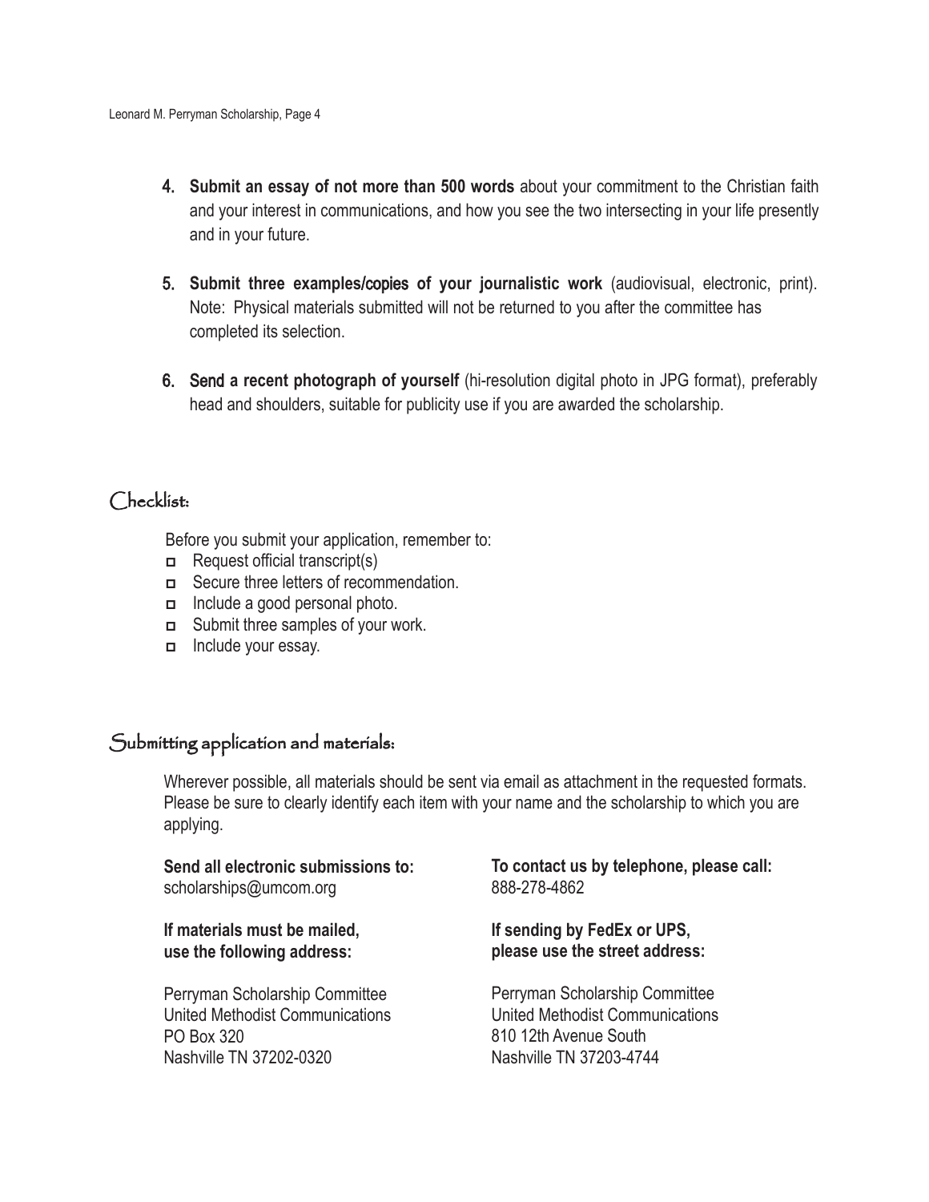4. **Submit an essay of not more than 500 words** about your commitment to the Christian faith and your interest in communications, and how you see the two intersecting in your life presently and in your future.

5. **Submit three examples/copies of your journalistic work** (audiovisual, electronic, print). Note: Physical materials submitted will not be returned to you after the committee has completed its selection.

6. Send **a recent photograph of yourself** (hi-resolution digital photo in JPG format), preferably head and shoulders, suitable for publicity use if you are awarded the scholarship.

## Checklist:

Before you submit your application, remember to:

- Request official transcript(s)
- Secure three letters of recommendation.
- Include a good personal photo.
- Submit three samples of your work.
- Include your essay.

## Submitting application and materials:

Wherever possible, all materials should be sent via email as attachment in the requested formats. Please be sure to clearly identify each item with your name and the scholarship to which you are applying.

**Send all electronic submissions to:**
scholarships@umcom.org

**To contact us by telephone, please call:**
888-278-4862

**If materials must be mailed, use the following address:**

Perryman Scholarship Committee
United Methodist Communications
PO Box 320
Nashville TN 37202-0320

**If sending by FedEx or UPS, please use the street address:**

Perryman Scholarship Committee
United Methodist Communications
810 12th Avenue South
Nashville TN 37203-4744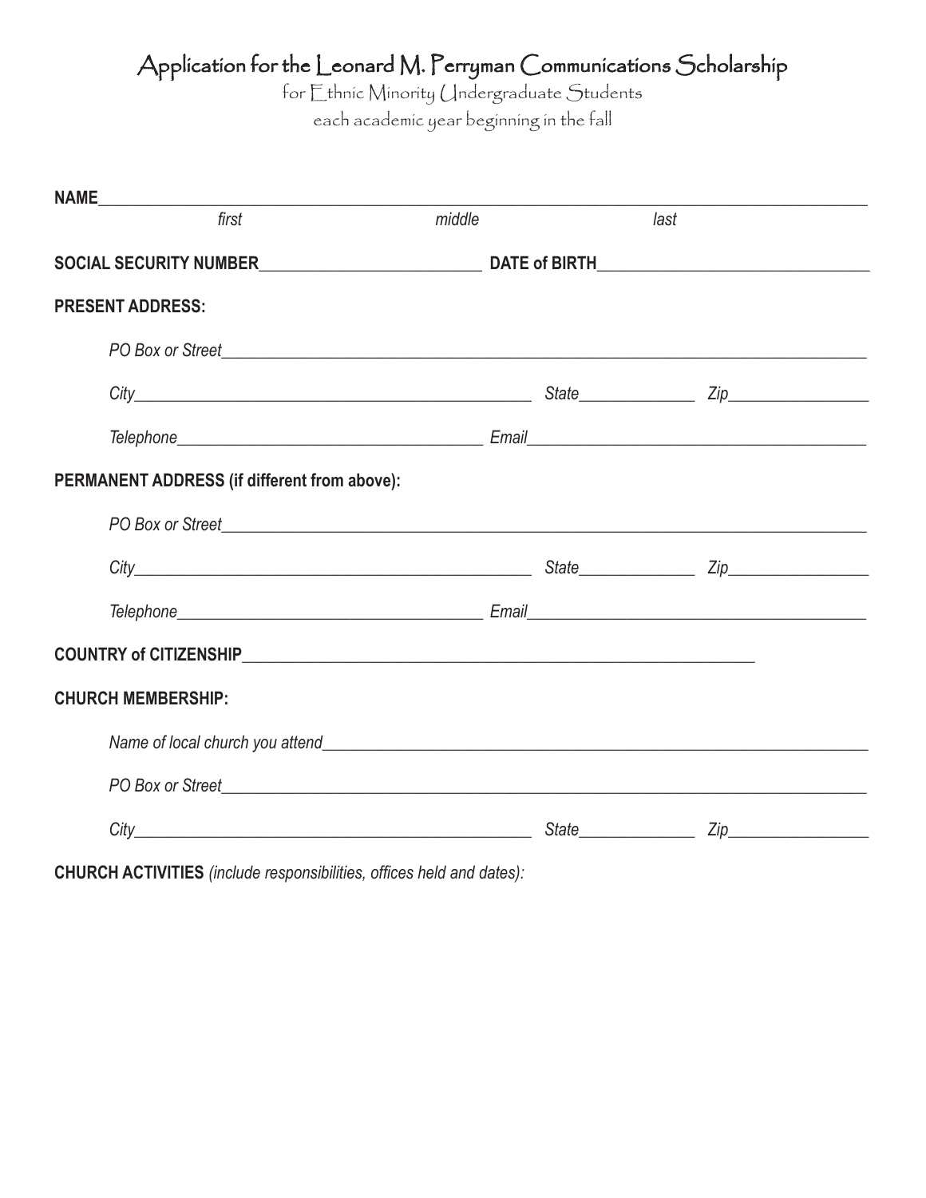# Application for the Leonard M. Perryman Communications Scholarship

for Ethnic Minority Undergraduate Students

each academic year beginning in the fall

**NAME**\_\_\_\_\_\_\_\_\_\_\_\_\_\_\_\_\_\_\_\_\_\_\_\_\_\_\_\_\_\_\_\_\_\_\_\_\_\_\_\_\_\_\_\_\_\_\_\_\_\_\_\_\_\_\_\_\_\_\_\_\_\_\_\_

*first* *middle* *last*

**SOCIAL SECURITY NUMBER**\_\_\_\_\_\_\_\_\_\_\_\_\_\_\_\_\_\_\_\_\_\_\_\_\_\_ **DATE of BIRTH**\_\_\_\_\_\_\_\_\_\_\_\_\_\_\_\_\_\_\_\_\_\_\_\_\_\_

**PRESENT ADDRESS:**

*PO Box or Street*\_\_\_\_\_\_\_\_\_\_\_\_\_\_\_\_\_\_\_\_\_\_\_\_\_\_\_\_\_\_\_\_\_\_\_\_\_\_\_\_\_\_\_\_\_\_\_\_\_\_\_\_\_\_\_\_

*City*\_\_\_\_\_\_\_\_\_\_\_\_\_\_\_\_\_\_\_\_\_\_\_\_\_\_\_\_\_\_\_\_\_\_\_\_\_\_ *State*\_\_\_\_\_\_\_\_\_\_ *Zip*\_\_\_\_\_\_\_\_\_\_\_\_

*Telephone*\_\_\_\_\_\_\_\_\_\_\_\_\_\_\_\_\_\_\_\_\_\_\_\_\_\_\_\_ *Email*\_\_\_\_\_\_\_\_\_\_\_\_\_\_\_\_\_\_\_\_\_\_\_\_\_\_\_\_\_\_

**PERMANENT ADDRESS (if different from above):**

*PO Box or Street*\_\_\_\_\_\_\_\_\_\_\_\_\_\_\_\_\_\_\_\_\_\_\_\_\_\_\_\_\_\_\_\_\_\_\_\_\_\_\_\_\_\_\_\_\_\_\_\_\_\_\_\_\_\_\_\_

*City*\_\_\_\_\_\_\_\_\_\_\_\_\_\_\_\_\_\_\_\_\_\_\_\_\_\_\_\_\_\_\_\_\_\_\_\_\_\_ *State*\_\_\_\_\_\_\_\_\_\_ *Zip*\_\_\_\_\_\_\_\_\_\_\_\_

*Telephone*\_\_\_\_\_\_\_\_\_\_\_\_\_\_\_\_\_\_\_\_\_\_\_\_\_\_\_\_ *Email*\_\_\_\_\_\_\_\_\_\_\_\_\_\_\_\_\_\_\_\_\_\_\_\_\_\_\_\_\_\_

**COUNTRY of CITIZENSHIP**\_\_\_\_\_\_\_\_\_\_\_\_\_\_\_\_\_\_\_\_\_\_\_\_\_\_\_\_\_\_\_\_\_\_\_\_\_\_\_\_\_\_\_\_\_\_\_\_

**CHURCH MEMBERSHIP:**

*Name of local church you attend*\_\_\_\_\_\_\_\_\_\_\_\_\_\_\_\_\_\_\_\_\_\_\_\_\_\_\_\_\_\_\_\_\_\_\_\_\_\_\_\_\_\_\_\_\_\_

*PO Box or Street*\_\_\_\_\_\_\_\_\_\_\_\_\_\_\_\_\_\_\_\_\_\_\_\_\_\_\_\_\_\_\_\_\_\_\_\_\_\_\_\_\_\_\_\_\_\_\_\_\_\_\_\_\_\_\_\_

*City*\_\_\_\_\_\_\_\_\_\_\_\_\_\_\_\_\_\_\_\_\_\_\_\_\_\_\_\_\_\_\_\_\_\_\_\_\_\_ *State*\_\_\_\_\_\_\_\_\_\_ *Zip*\_\_\_\_\_\_\_\_\_\_\_\_

**CHURCH ACTIVITIES** *(include responsibilities, offices held and dates):*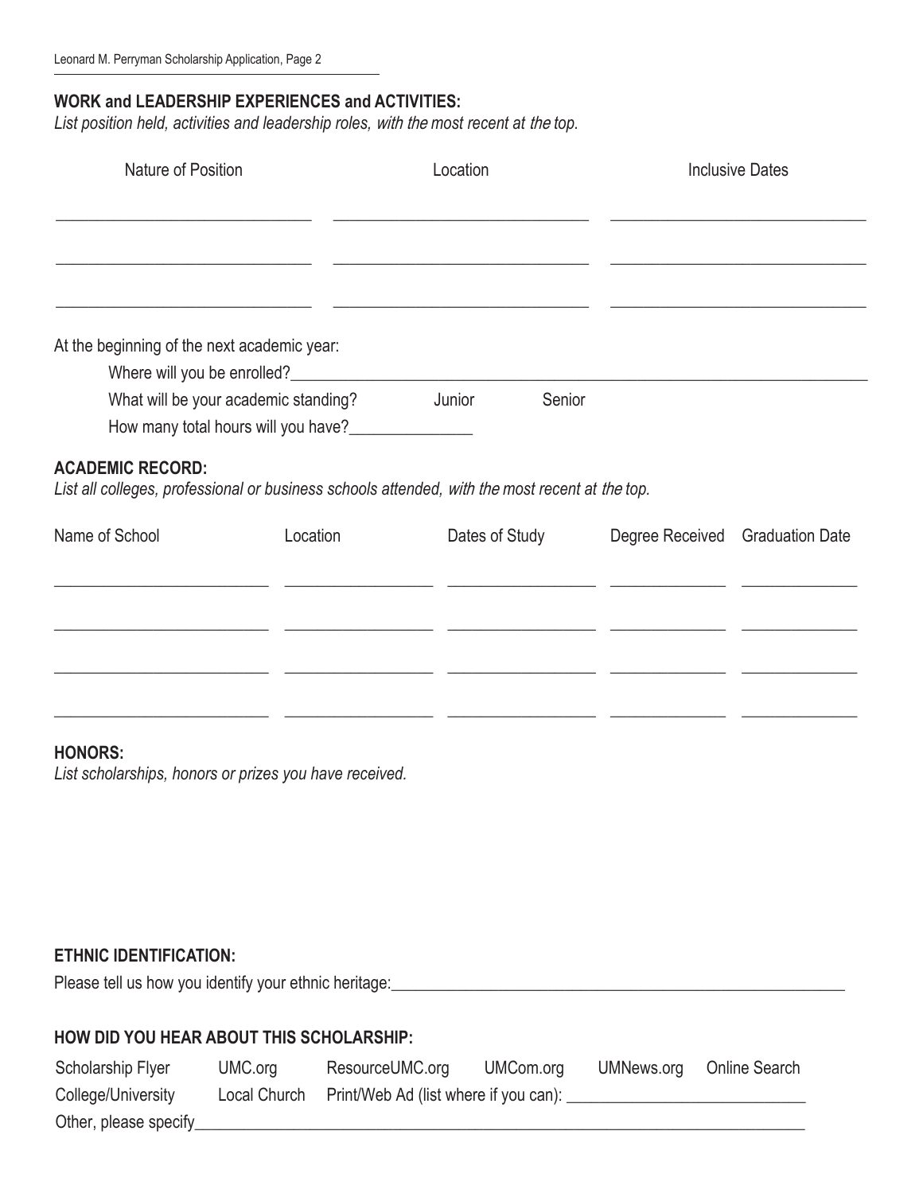## WORK and LEADERSHIP EXPERIENCES and ACTIVITIES:

*List position held, activities and leadership roles, with the most recent at the top.*

| Nature of Position | Location | Inclusive Dates |
|---|---|---|
| | | |
| | | |
| | | |

At the beginning of the next academic year:

Where will you be enrolled?______________________________

What will be your academic standing? Junior Senior

How many total hours will you have?______________

## ACADEMIC RECORD:

*List all colleges, professional or business schools attended, with the most recent at the top.*

| Name of School | Location | Dates of Study | Degree Received | Graduation Date |
|---|---|---|---|---|
| | | | | |
| | | | | |
| | | | | |
| | | | | |

## HONORS:

*List scholarships, honors or prizes you have received.*

## ETHNIC IDENTIFICATION:

Please tell us how you identify your ethnic heritage:______________________________

## HOW DID YOU HEAR ABOUT THIS SCHOLARSHIP:

Scholarship Flyer UMC.org ResourceUMC.org UMCom.org UMNews.org Online Search

College/University Local Church Print/Web Ad (list where if you can): ____________________________

Other, please specify______________________________